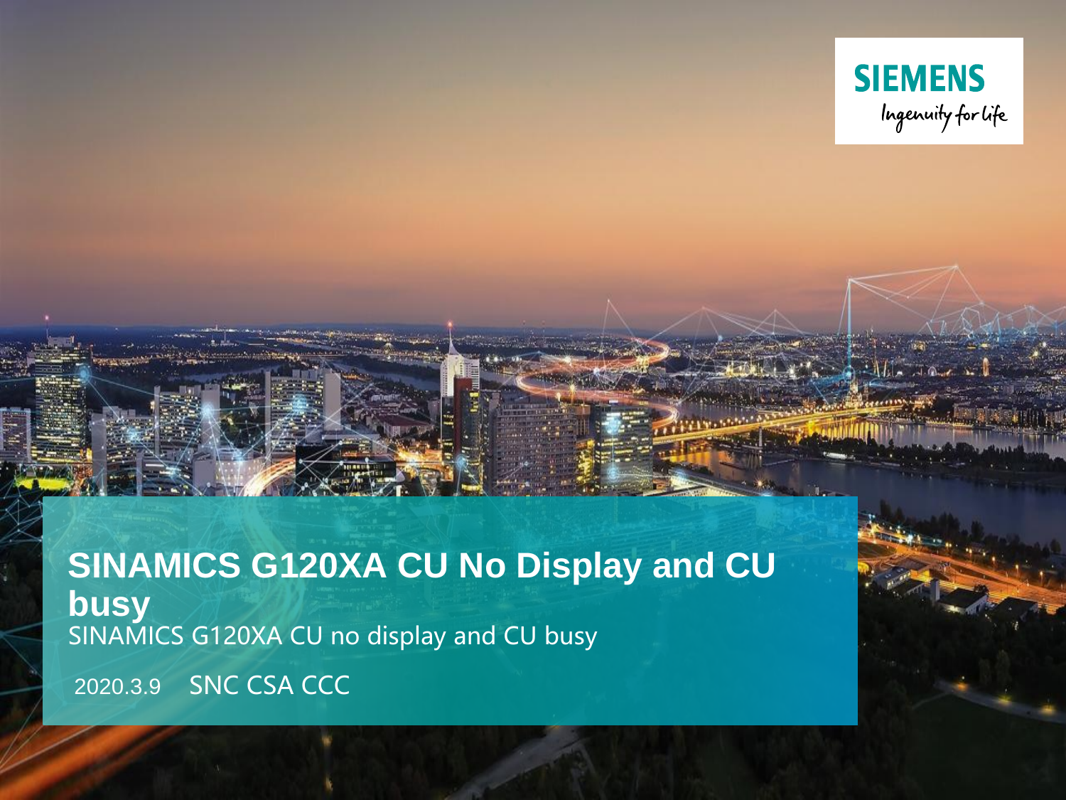# SINAMICS G120XA CU No Display and CU busy

SINAMICS G120XA CU no display and CU busy

2020.3.9 SNC CSA CCC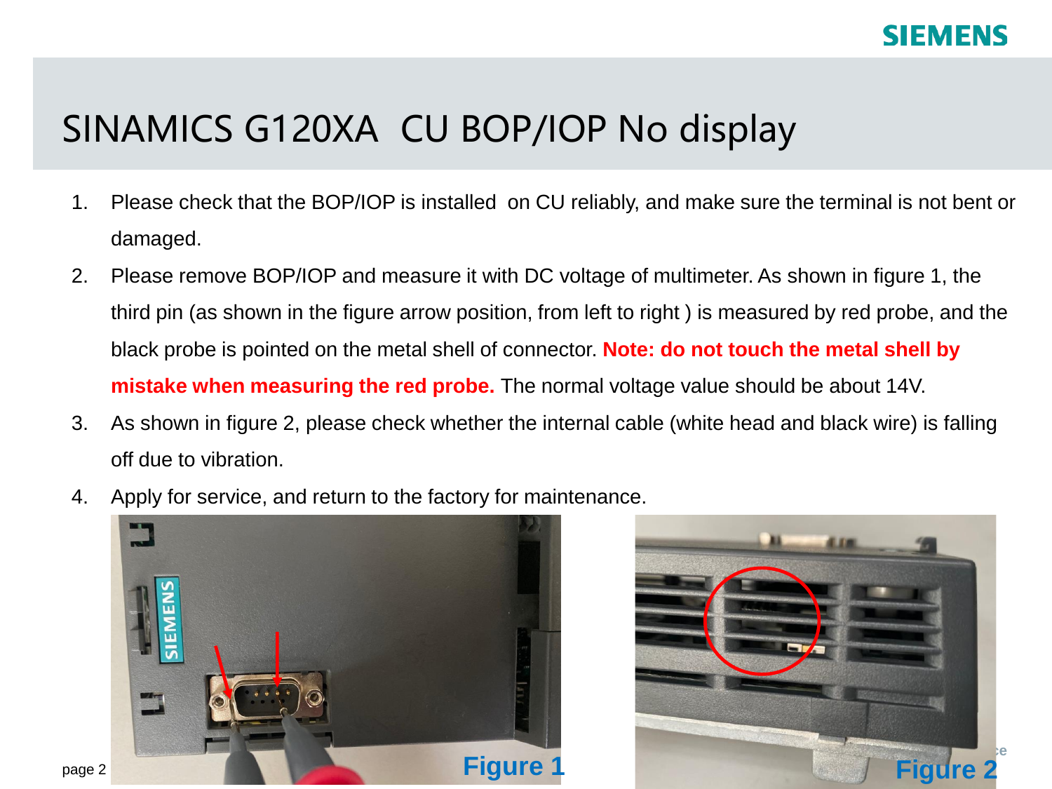# SINAMICS G120XA  CU BOP/IOP No display

1. Please check that the BOP/IOP is installed  on CU reliably, and make sure the terminal is not bent or damaged.
2. Please remove BOP/IOP and measure it with DC voltage of multimeter. As shown in figure 1, the third pin (as shown in the figure arrow position, from left to right ) is measured by red probe, and the black probe is pointed on the metal shell of connector. **Note: do not touch the metal shell by mistake when measuring the red probe.** The normal voltage value should be about 14V.
3. As shown in figure 2, please check whether the internal cable (white head and black wire) is falling off due to vibration.
4. Apply for service, and return to the factory for maintenance.

Figure 1

Figure 2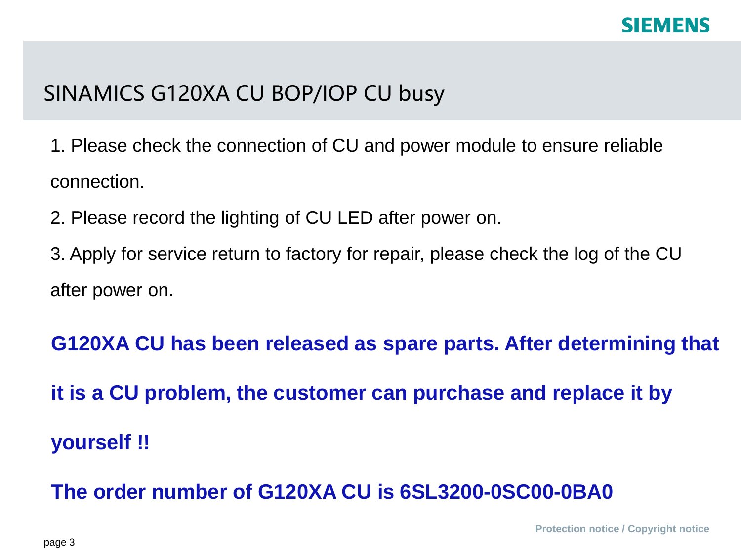# SINAMICS G120XA CU BOP/IOP CU busy

1. Please check the connection of CU and power module to ensure reliable connection.
2. Please record the lighting of CU LED after power on.
3. Apply for service return to factory for repair, please check the log of the CU after power on.

**G120XA CU has been released as spare parts. After determining that it is a CU problem, the customer can purchase and replace it by yourself !!**

**The order number of G120XA CU is 6SL3200-0SC00-0BA0**

Protection notice / Copyright notice